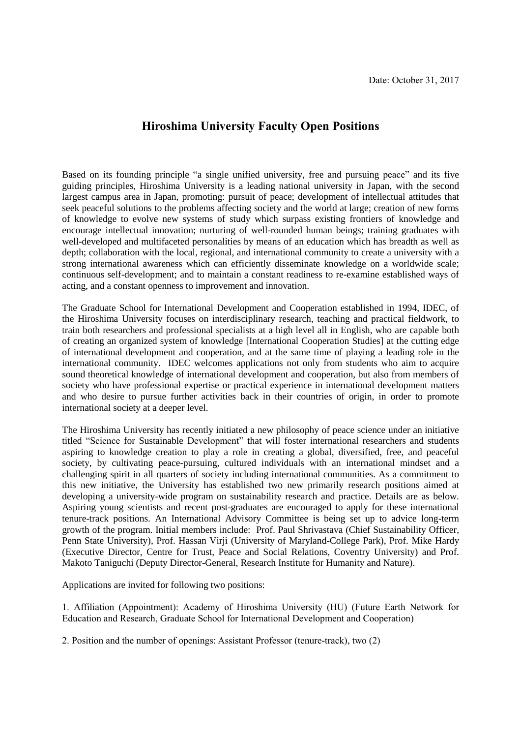Date: October 31, 2017

# Hiroshima University Faculty Open Positions

Based on its founding principle "a single unified university, free and pursuing peace" and its five guiding principles, Hiroshima University is a leading national university in Japan, with the second largest campus area in Japan, promoting: pursuit of peace; development of intellectual attitudes that seek peaceful solutions to the problems affecting society and the world at large; creation of new forms of knowledge to evolve new systems of study which surpass existing frontiers of knowledge and encourage intellectual innovation; nurturing of well-rounded human beings; training graduates with well-developed and multifaceted personalities by means of an education which has breadth as well as depth; collaboration with the local, regional, and international community to create a university with a strong international awareness which can efficiently disseminate knowledge on a worldwide scale; continuous self-development; and to maintain a constant readiness to re-examine established ways of acting, and a constant openness to improvement and innovation.

The Graduate School for International Development and Cooperation established in 1994, IDEC, of the Hiroshima University focuses on interdisciplinary research, teaching and practical fieldwork, to train both researchers and professional specialists at a high level all in English, who are capable both of creating an organized system of knowledge [International Cooperation Studies] at the cutting edge of international development and cooperation, and at the same time of playing a leading role in the international community. IDEC welcomes applications not only from students who aim to acquire sound theoretical knowledge of international development and cooperation, but also from members of society who have professional expertise or practical experience in international development matters and who desire to pursue further activities back in their countries of origin, in order to promote international society at a deeper level.

The Hiroshima University has recently initiated a new philosophy of peace science under an initiative titled "Science for Sustainable Development" that will foster international researchers and students aspiring to knowledge creation to play a role in creating a global, diversified, free, and peaceful society, by cultivating peace-pursuing, cultured individuals with an international mindset and a challenging spirit in all quarters of society including international communities. As a commitment to this new initiative, the University has established two new primarily research positions aimed at developing a university-wide program on sustainability research and practice. Details are as below. Aspiring young scientists and recent post-graduates are encouraged to apply for these international tenure-track positions. An International Advisory Committee is being set up to advice long-term growth of the program. Initial members include: Prof. Paul Shrivastava (Chief Sustainability Officer, Penn State University), Prof. Hassan Virji (University of Maryland-College Park), Prof. Mike Hardy (Executive Director, Centre for Trust, Peace and Social Relations, Coventry University) and Prof. Makoto Taniguchi (Deputy Director-General, Research Institute for Humanity and Nature).

Applications are invited for following two positions:

1. Affiliation (Appointment): Academy of Hiroshima University (HU) (Future Earth Network for Education and Research, Graduate School for International Development and Cooperation)

2. Position and the number of openings: Assistant Professor (tenure-track), two (2)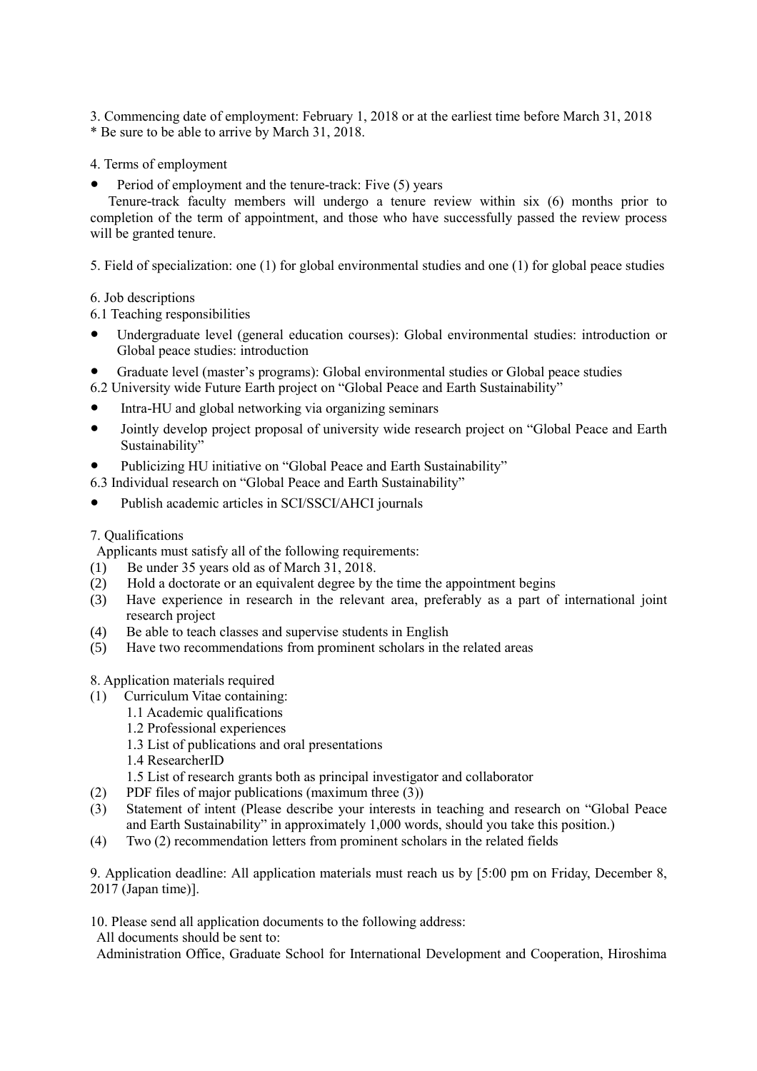3. Commencing date of employment: February 1, 2018 or at the earliest time before March 31, 2018
* Be sure to be able to arrive by March 31, 2018.

4. Terms of employment

- Period of employment and the tenure-track: Five (5) years

Tenure-track faculty members will undergo a tenure review within six (6) months prior to completion of the term of appointment, and those who have successfully passed the review process will be granted tenure.

5. Field of specialization: one (1) for global environmental studies and one (1) for global peace studies

6. Job descriptions

6.1 Teaching responsibilities

- Undergraduate level (general education courses): Global environmental studies: introduction or Global peace studies: introduction
- Graduate level (master's programs): Global environmental studies or Global peace studies

6.2 University wide Future Earth project on "Global Peace and Earth Sustainability"

- Intra-HU and global networking via organizing seminars
- Jointly develop project proposal of university wide research project on "Global Peace and Earth Sustainability"
- Publicizing HU initiative on "Global Peace and Earth Sustainability"

6.3 Individual research on "Global Peace and Earth Sustainability"

- Publish academic articles in SCI/SSCI/AHCI journals

7. Qualifications

Applicants must satisfy all of the following requirements:

(1) Be under 35 years old as of March 31, 2018.
(2) Hold a doctorate or an equivalent degree by the time the appointment begins
(3) Have experience in research in the relevant area, preferably as a part of international joint research project
(4) Be able to teach classes and supervise students in English
(5) Have two recommendations from prominent scholars in the related areas

8. Application materials required

(1) Curriculum Vitae containing:
  1.1 Academic qualifications
  1.2 Professional experiences
  1.3 List of publications and oral presentations
  1.4 ResearcherID
  1.5 List of research grants both as principal investigator and collaborator
(2) PDF files of major publications (maximum three (3))
(3) Statement of intent (Please describe your interests in teaching and research on "Global Peace and Earth Sustainability" in approximately 1,000 words, should you take this position.)
(4) Two (2) recommendation letters from prominent scholars in the related fields

9. Application deadline: All application materials must reach us by [5:00 pm on Friday, December 8, 2017 (Japan time)].

10. Please send all application documents to the following address:

All documents should be sent to:

Administration Office, Graduate School for International Development and Cooperation, Hiroshima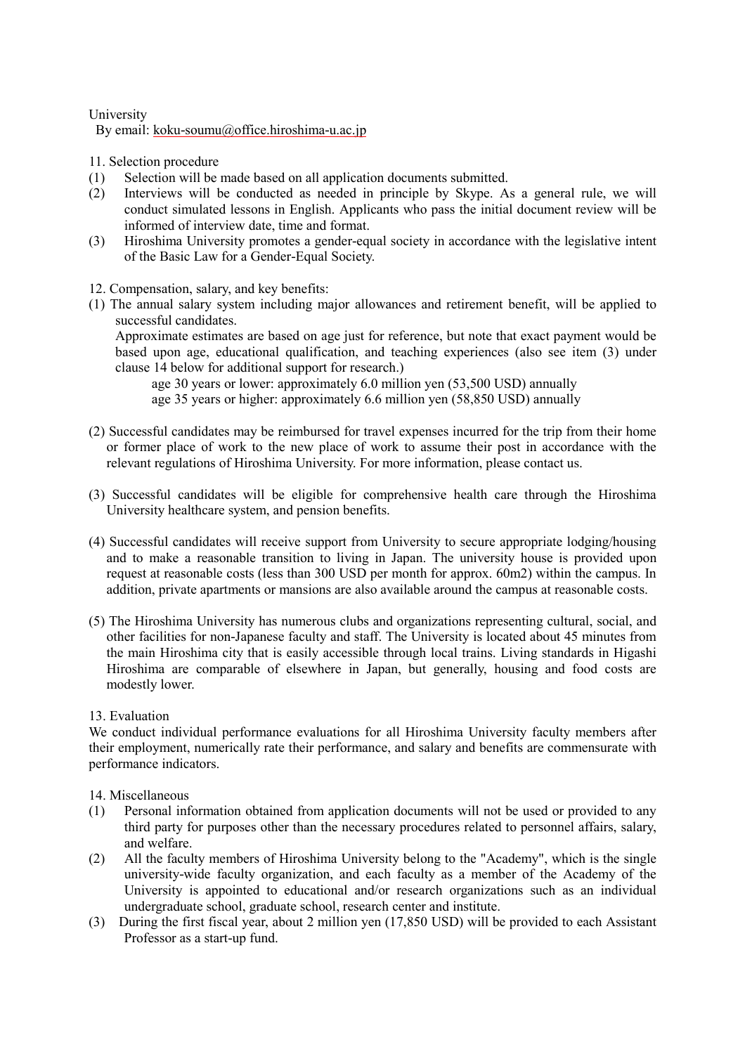University
By email: koku-soumu@office.hiroshima-u.ac.jp

11. Selection procedure

(1) Selection will be made based on all application documents submitted.
(2) Interviews will be conducted as needed in principle by Skype. As a general rule, we will conduct simulated lessons in English. Applicants who pass the initial document review will be informed of interview date, time and format.
(3) Hiroshima University promotes a gender-equal society in accordance with the legislative intent of the Basic Law for a Gender-Equal Society.

12. Compensation, salary, and key benefits:

(1) The annual salary system including major allowances and retirement benefit, will be applied to successful candidates.
Approximate estimates are based on age just for reference, but note that exact payment would be based upon age, educational qualification, and teaching experiences (also see item (3) under clause 14 below for additional support for research.)
age 30 years or lower: approximately 6.0 million yen (53,500 USD) annually
age 35 years or higher: approximately 6.6 million yen (58,850 USD) annually

(2) Successful candidates may be reimbursed for travel expenses incurred for the trip from their home or former place of work to the new place of work to assume their post in accordance with the relevant regulations of Hiroshima University. For more information, please contact us.

(3) Successful candidates will be eligible for comprehensive health care through the Hiroshima University healthcare system, and pension benefits.

(4) Successful candidates will receive support from University to secure appropriate lodging/housing and to make a reasonable transition to living in Japan. The university house is provided upon request at reasonable costs (less than 300 USD per month for approx. 60m2) within the campus. In addition, private apartments or mansions are also available around the campus at reasonable costs.

(5) The Hiroshima University has numerous clubs and organizations representing cultural, social, and other facilities for non-Japanese faculty and staff. The University is located about 45 minutes from the main Hiroshima city that is easily accessible through local trains. Living standards in Higashi Hiroshima are comparable of elsewhere in Japan, but generally, housing and food costs are modestly lower.

13. Evaluation

We conduct individual performance evaluations for all Hiroshima University faculty members after their employment, numerically rate their performance, and salary and benefits are commensurate with performance indicators.

14. Miscellaneous

(1) Personal information obtained from application documents will not be used or provided to any third party for purposes other than the necessary procedures related to personnel affairs, salary, and welfare.
(2) All the faculty members of Hiroshima University belong to the "Academy", which is the single university-wide faculty organization, and each faculty as a member of the Academy of the University is appointed to educational and/or research organizations such as an individual undergraduate school, graduate school, research center and institute.
(3) During the first fiscal year, about 2 million yen (17,850 USD) will be provided to each Assistant Professor as a start-up fund.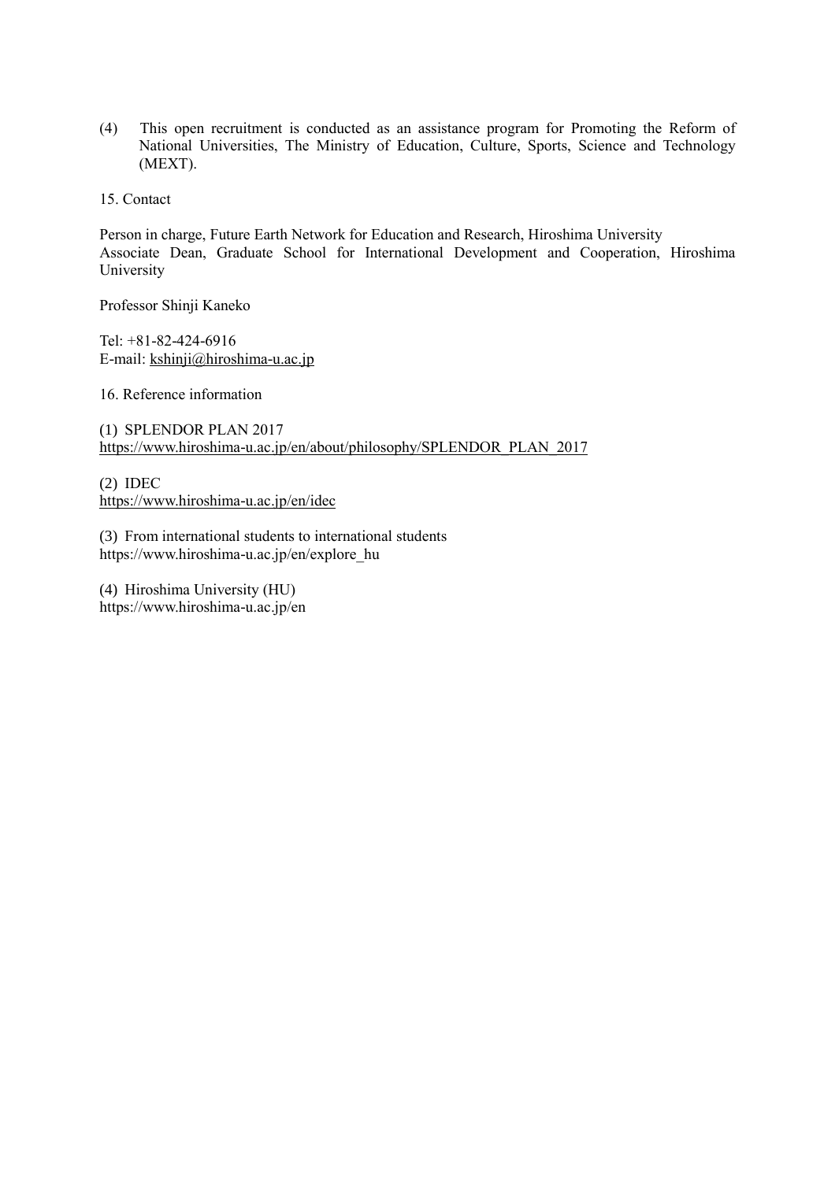(4) This open recruitment is conducted as an assistance program for Promoting the Reform of National Universities, The Ministry of Education, Culture, Sports, Science and Technology (MEXT).

15. Contact

Person in charge, Future Earth Network for Education and Research, Hiroshima University
Associate Dean, Graduate School for International Development and Cooperation, Hiroshima University

Professor Shinji Kaneko

Tel: +81-82-424-6916
E-mail: kshinji@hiroshima-u.ac.jp

16. Reference information

(1) SPLENDOR PLAN 2017
https://www.hiroshima-u.ac.jp/en/about/philosophy/SPLENDOR_PLAN_2017

(2) IDEC
https://www.hiroshima-u.ac.jp/en/idec

(3) From international students to international students
https://www.hiroshima-u.ac.jp/en/explore_hu

(4) Hiroshima University (HU)
https://www.hiroshima-u.ac.jp/en